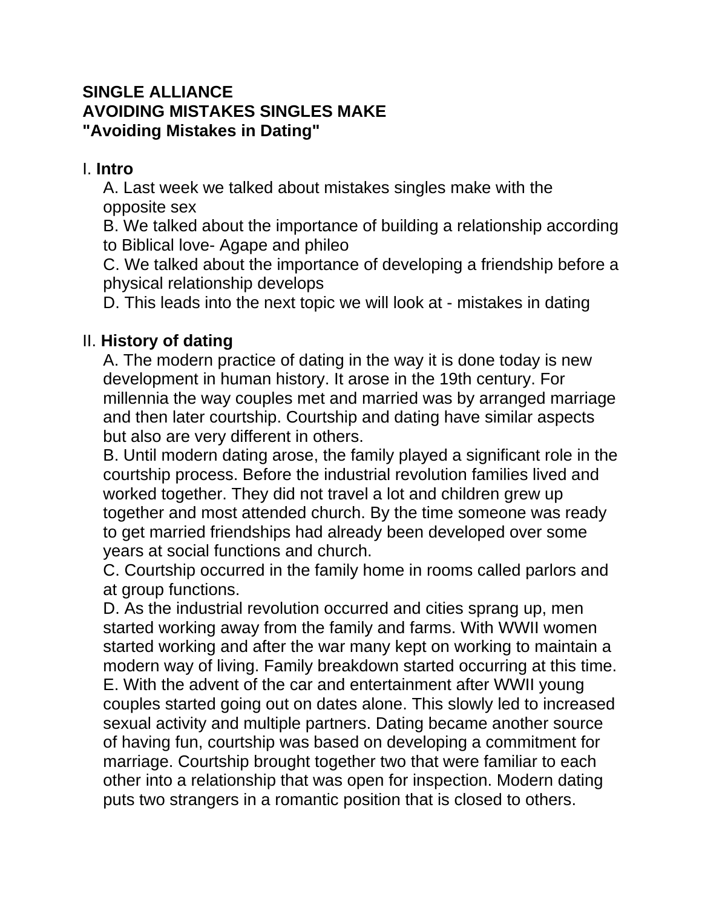**SINGLE ALLIANCE**
**AVOIDING MISTAKES SINGLES MAKE**
**"Avoiding Mistakes in Dating"**

I. **Intro**

A. Last week we talked about mistakes singles make with the opposite sex

B. We talked about the importance of building a relationship according to Biblical love- Agape and phileo

C. We talked about the importance of developing a friendship before a physical relationship develops

D. This leads into the next topic we will look at - mistakes in dating

II. **History of dating**

A. The modern practice of dating in the way it is done today is new development in human history. It arose in the 19th century. For millennia the way couples met and married was by arranged marriage and then later courtship. Courtship and dating have similar aspects but also are very different in others.

B. Until modern dating arose, the family played a significant role in the courtship process. Before the industrial revolution families lived and worked together. They did not travel a lot and children grew up together and most attended church. By the time someone was ready to get married friendships had already been developed over some years at social functions and church.

C. Courtship occurred in the family home in rooms called parlors and at group functions.

D. As the industrial revolution occurred and cities sprang up, men started working away from the family and farms. With WWII women started working and after the war many kept on working to maintain a modern way of living. Family breakdown started occurring at this time.

E. With the advent of the car and entertainment after WWII young couples started going out on dates alone. This slowly led to increased sexual activity and multiple partners. Dating became another source of having fun, courtship was based on developing a commitment for marriage. Courtship brought together two that were familiar to each other into a relationship that was open for inspection. Modern dating puts two strangers in a romantic position that is closed to others.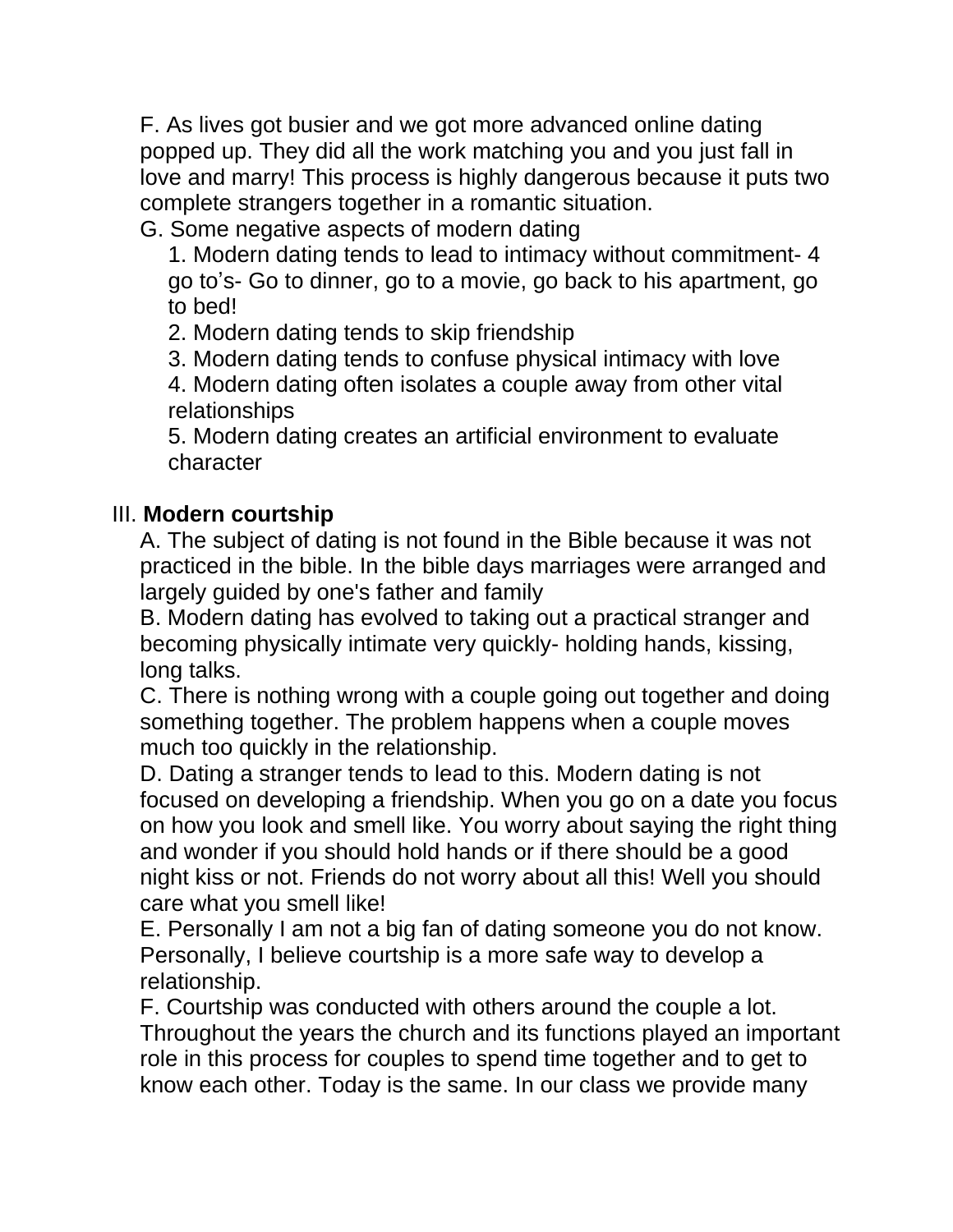F. As lives got busier and we got more advanced online dating popped up. They did all the work matching you and you just fall in love and marry! This process is highly dangerous because it puts two complete strangers together in a romantic situation.

G. Some negative aspects of modern dating

1. Modern dating tends to lead to intimacy without commitment- 4 go to's- Go to dinner, go to a movie, go back to his apartment, go to bed!
2. Modern dating tends to skip friendship
3. Modern dating tends to confuse physical intimacy with love
4. Modern dating often isolates a couple away from other vital relationships
5. Modern dating creates an artificial environment to evaluate character

III. **Modern courtship**

A. The subject of dating is not found in the Bible because it was not practiced in the bible. In the bible days marriages were arranged and largely guided by one's father and family

B. Modern dating has evolved to taking out a practical stranger and becoming physically intimate very quickly- holding hands, kissing, long talks.

C. There is nothing wrong with a couple going out together and doing something together. The problem happens when a couple moves much too quickly in the relationship.

D. Dating a stranger tends to lead to this. Modern dating is not focused on developing a friendship. When you go on a date you focus on how you look and smell like. You worry about saying the right thing and wonder if you should hold hands or if there should be a good night kiss or not. Friends do not worry about all this! Well you should care what you smell like!

E. Personally I am not a big fan of dating someone you do not know. Personally, I believe courtship is a more safe way to develop a relationship.

F. Courtship was conducted with others around the couple a lot. Throughout the years the church and its functions played an important role in this process for couples to spend time together and to get to know each other. Today is the same. In our class we provide many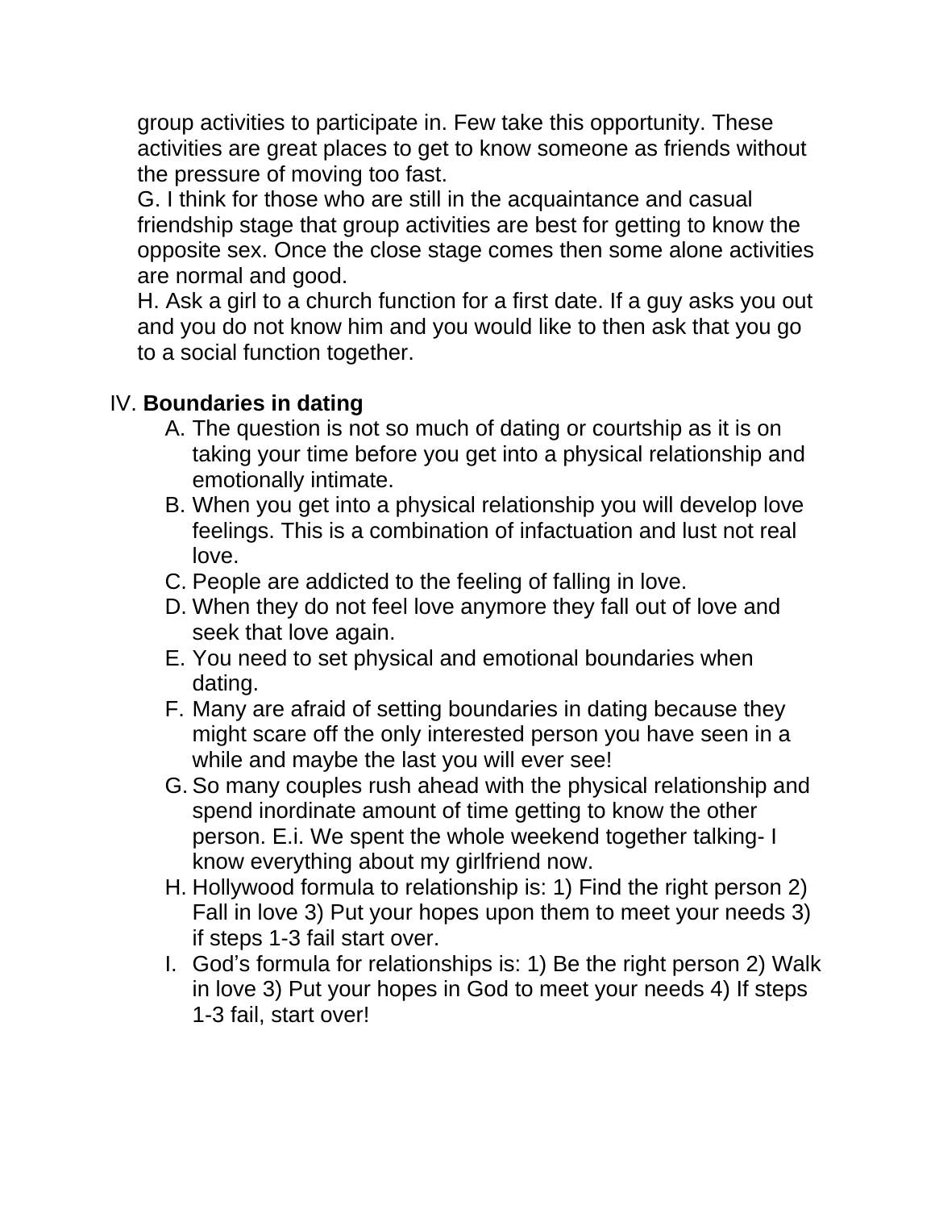group activities to participate in. Few take this opportunity. These activities are great places to get to know someone as friends without the pressure of moving too fast.

G. I think for those who are still in the acquaintance and casual friendship stage that group activities are best for getting to know the opposite sex. Once the close stage comes then some alone activities are normal and good.

H. Ask a girl to a church function for a first date. If a guy asks you out and you do not know him and you would like to then ask that you go to a social function together.

IV. **Boundaries in dating**

A. The question is not so much of dating or courtship as it is on taking your time before you get into a physical relationship and emotionally intimate.

B. When you get into a physical relationship you will develop love feelings. This is a combination of infactuation and lust not real love.

C. People are addicted to the feeling of falling in love.

D. When they do not feel love anymore they fall out of love and seek that love again.

E. You need to set physical and emotional boundaries when dating.

F. Many are afraid of setting boundaries in dating because they might scare off the only interested person you have seen in a while and maybe the last you will ever see!

G. So many couples rush ahead with the physical relationship and spend inordinate amount of time getting to know the other person. E.i. We spent the whole weekend together talking- I know everything about my girlfriend now.

H. Hollywood formula to relationship is: 1) Find the right person 2) Fall in love 3) Put your hopes upon them to meet your needs 3) if steps 1-3 fail start over.

I. God's formula for relationships is: 1) Be the right person 2) Walk in love 3) Put your hopes in God to meet your needs 4) If steps 1-3 fail, start over!